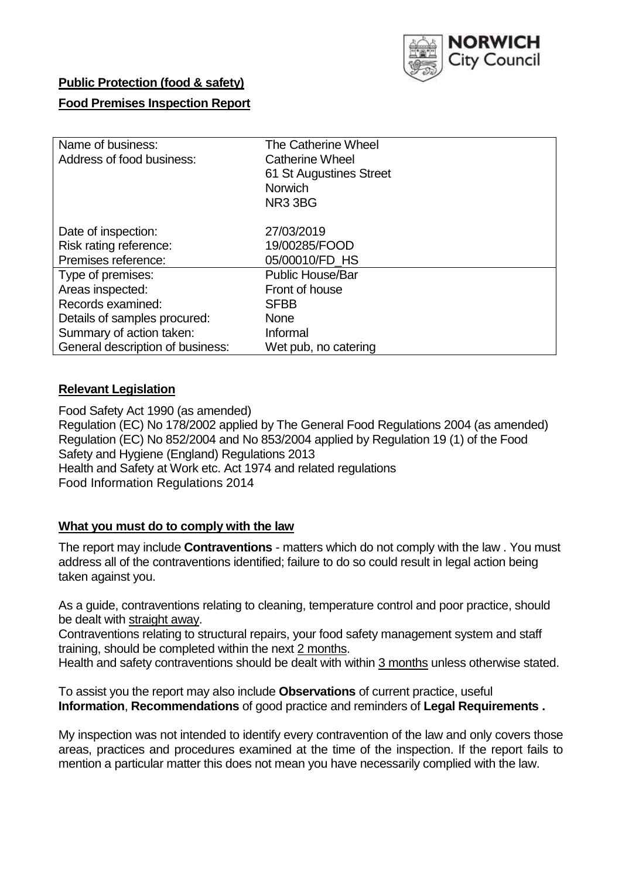**Public Protection (food & safety)**

**Food Premises Inspection Report**

| Name of business: | The Catherine Wheel |
|---|---|
| Address of food business: | Catherine Wheel<br>61 St Augustines Street<br>Norwich<br>NR3 3BG |
| Date of inspection: | 27/03/2019 |
| Risk rating reference: | 19/00285/FOOD |
| Premises reference: | 05/00010/FD_HS |
| Type of premises: | Public House/Bar |
| Areas inspected: | Front of house |
| Records examined: | SFBB |
| Details of samples procured: | None |
| Summary of action taken: | Informal |
| General description of business: | Wet pub, no catering |

## Relevant Legislation

Food Safety Act 1990 (as amended)
Regulation (EC) No 178/2002 applied by The General Food Regulations 2004 (as amended)
Regulation (EC) No 852/2004 and No 853/2004 applied by Regulation 19 (1) of the Food Safety and Hygiene (England) Regulations 2013
Health and Safety at Work etc. Act 1974 and related regulations
Food Information Regulations 2014

## What you must do to comply with the law

The report may include **Contraventions** - matters which do not comply with the law . You must address all of the contraventions identified; failure to do so could result in legal action being taken against you.

As a guide, contraventions relating to cleaning, temperature control and poor practice, should be dealt with straight away.
Contraventions relating to structural repairs, your food safety management system and staff training, should be completed within the next 2 months.
Health and safety contraventions should be dealt with within 3 months unless otherwise stated.

To assist you the report may also include **Observations** of current practice, useful **Information**, **Recommendations** of good practice and reminders of **Legal Requirements .**

My inspection was not intended to identify every contravention of the law and only covers those areas, practices and procedures examined at the time of the inspection. If the report fails to mention a particular matter this does not mean you have necessarily complied with the law.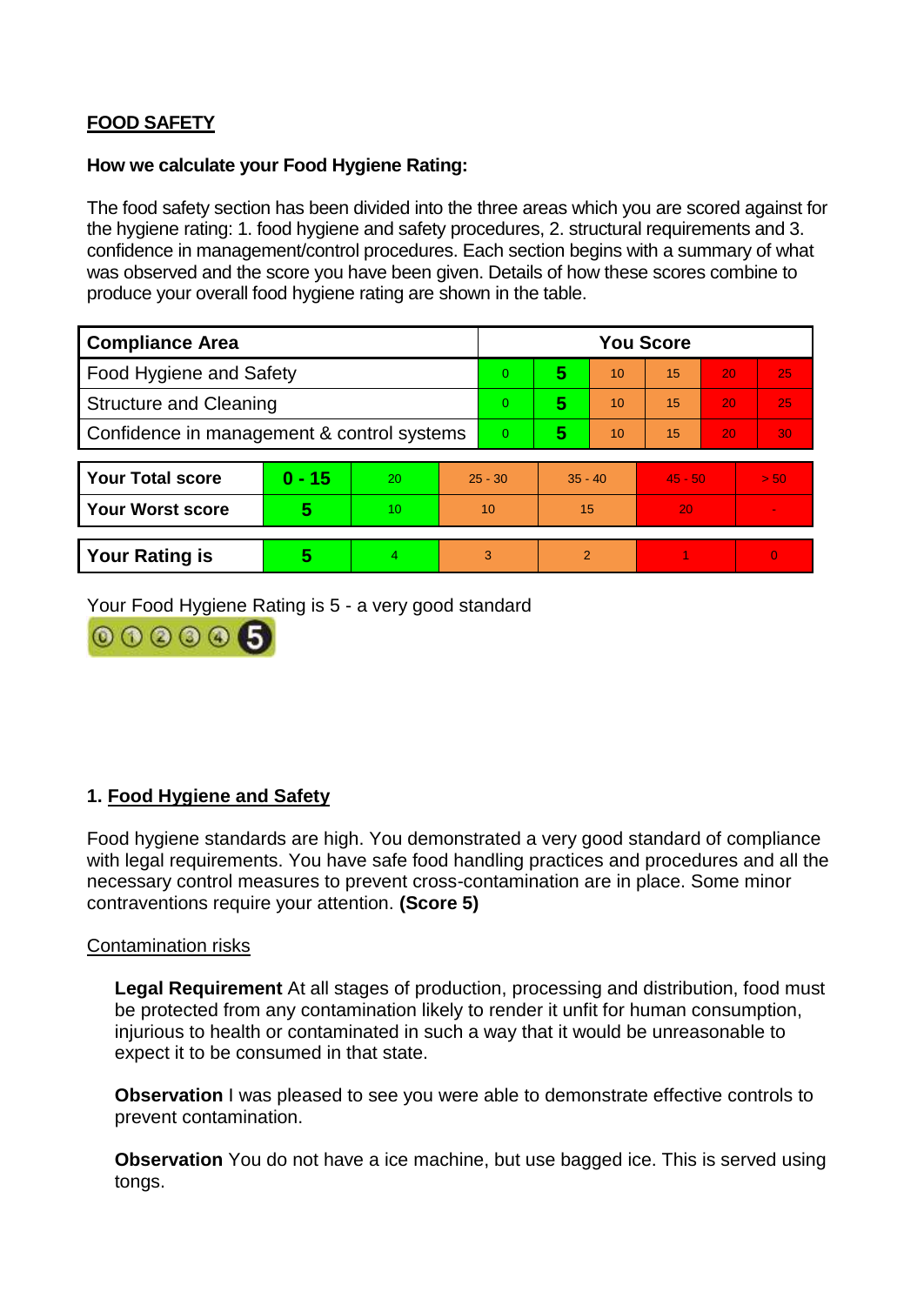## FOOD SAFETY

### How we calculate your Food Hygiene Rating:

The food safety section has been divided into the three areas which you are scored against for the hygiene rating: 1. food hygiene and safety procedures, 2. structural requirements and 3. confidence in management/control procedures. Each section begins with a summary of what was observed and the score you have been given. Details of how these scores combine to produce your overall food hygiene rating are shown in the table.

| Compliance Area | You Score | | | | | |
|---|---|---|---|---|---|---|
| Food Hygiene and Safety | 0 | **5** | 10 | 15 | 20 | 25 |
| Structure and Cleaning | 0 | **5** | 10 | 15 | 20 | 25 |
| Confidence in management & control systems | 0 | **5** | 10 | 15 | 20 | 30 |

| | | | | | | |
|---|---|---|---|---|---|---|
| **Your Total score** | **0 - 15** | 20 | 25 - 30 | 35 - 40 | 45 - 50 | > 50 |
| **Your Worst score** | **5** | 10 | 10 | 15 | 20 | - |

| | | | | | | |
|---|---|---|---|---|---|---|
| **Your Rating is** | **5** | 4 | 3 | 2 | 1 | 0 |

Your Food Hygiene Rating is 5 - a very good standard

## 1. Food Hygiene and Safety

Food hygiene standards are high. You demonstrated a very good standard of compliance with legal requirements. You have safe food handling practices and procedures and all the necessary control measures to prevent cross-contamination are in place. Some minor contraventions require your attention. **(Score 5)**

### Contamination risks

**Legal Requirement** At all stages of production, processing and distribution, food must be protected from any contamination likely to render it unfit for human consumption, injurious to health or contaminated in such a way that it would be unreasonable to expect it to be consumed in that state.

**Observation** I was pleased to see you were able to demonstrate effective controls to prevent contamination.

**Observation** You do not have a ice machine, but use bagged ice. This is served using tongs.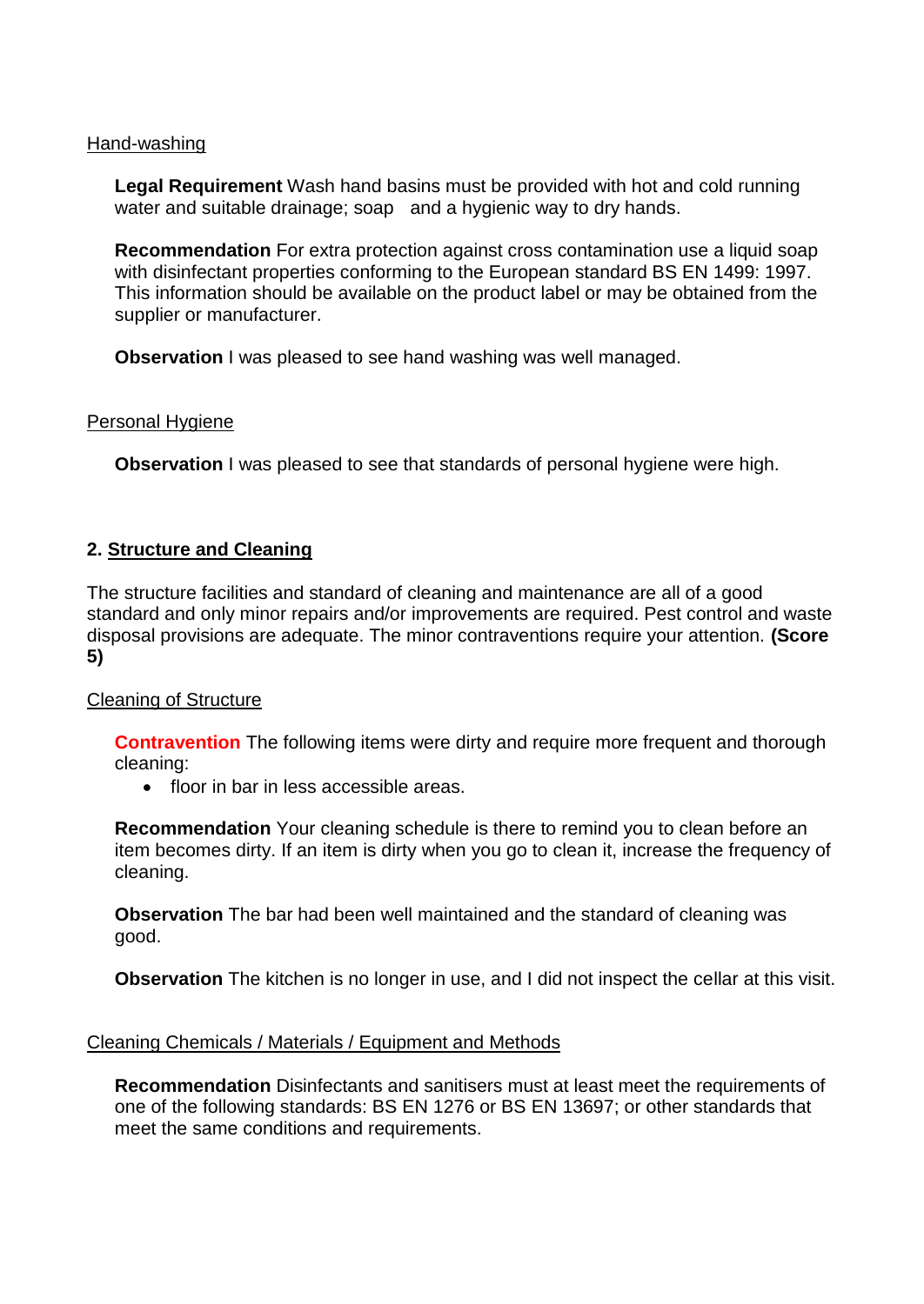Hand-washing

**Legal Requirement** Wash hand basins must be provided with hot and cold running water and suitable drainage; soap and a hygienic way to dry hands.

**Recommendation** For extra protection against cross contamination use a liquid soap with disinfectant properties conforming to the European standard BS EN 1499: 1997. This information should be available on the product label or may be obtained from the supplier or manufacturer.

**Observation** I was pleased to see hand washing was well managed.

Personal Hygiene

**Observation** I was pleased to see that standards of personal hygiene were high.

## 2. Structure and Cleaning

The structure facilities and standard of cleaning and maintenance are all of a good standard and only minor repairs and/or improvements are required. Pest control and waste disposal provisions are adequate. The minor contraventions require your attention. **(Score 5)**

Cleaning of Structure

**Contravention** The following items were dirty and require more frequent and thorough cleaning:

- floor in bar in less accessible areas.

**Recommendation** Your cleaning schedule is there to remind you to clean before an item becomes dirty. If an item is dirty when you go to clean it, increase the frequency of cleaning.

**Observation** The bar had been well maintained and the standard of cleaning was good.

**Observation** The kitchen is no longer in use, and I did not inspect the cellar at this visit.

Cleaning Chemicals / Materials / Equipment and Methods

**Recommendation** Disinfectants and sanitisers must at least meet the requirements of one of the following standards: BS EN 1276 or BS EN 13697; or other standards that meet the same conditions and requirements.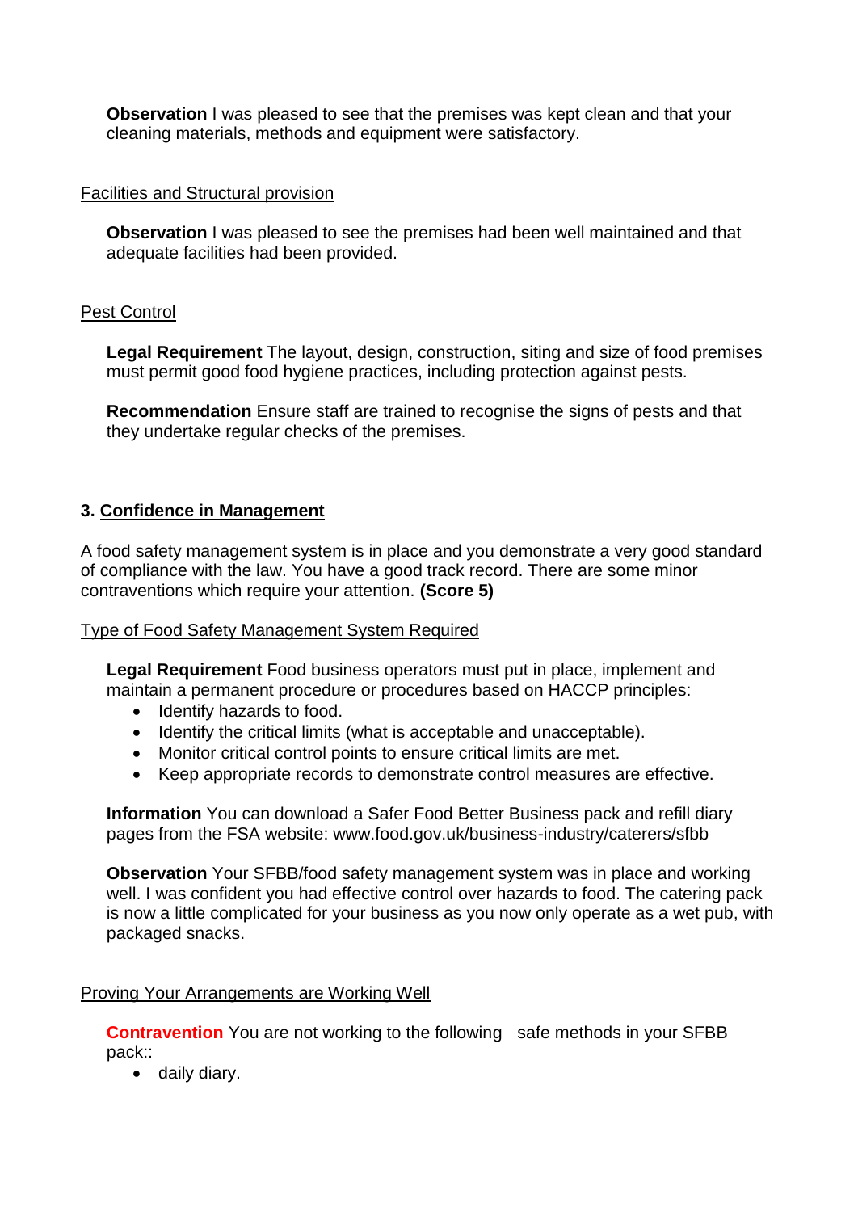**Observation** I was pleased to see that the premises was kept clean and that your cleaning materials, methods and equipment were satisfactory.

Facilities and Structural provision

**Observation** I was pleased to see the premises had been well maintained and that adequate facilities had been provided.

Pest Control

**Legal Requirement** The layout, design, construction, siting and size of food premises must permit good food hygiene practices, including protection against pests.

**Recommendation** Ensure staff are trained to recognise the signs of pests and that they undertake regular checks of the premises.

## 3. Confidence in Management

A food safety management system is in place and you demonstrate a very good standard of compliance with the law. You have a good track record. There are some minor contraventions which require your attention. **(Score 5)**

Type of Food Safety Management System Required

**Legal Requirement** Food business operators must put in place, implement and maintain a permanent procedure or procedures based on HACCP principles:

- Identify hazards to food.
- Identify the critical limits (what is acceptable and unacceptable).
- Monitor critical control points to ensure critical limits are met.
- Keep appropriate records to demonstrate control measures are effective.

**Information** You can download a Safer Food Better Business pack and refill diary pages from the FSA website: www.food.gov.uk/business-industry/caterers/sfbb

**Observation** Your SFBB/food safety management system was in place and working well. I was confident you had effective control over hazards to food. The catering pack is now a little complicated for your business as you now only operate as a wet pub, with packaged snacks.

Proving Your Arrangements are Working Well

**Contravention** You are not working to the following safe methods in your SFBB pack::

- daily diary.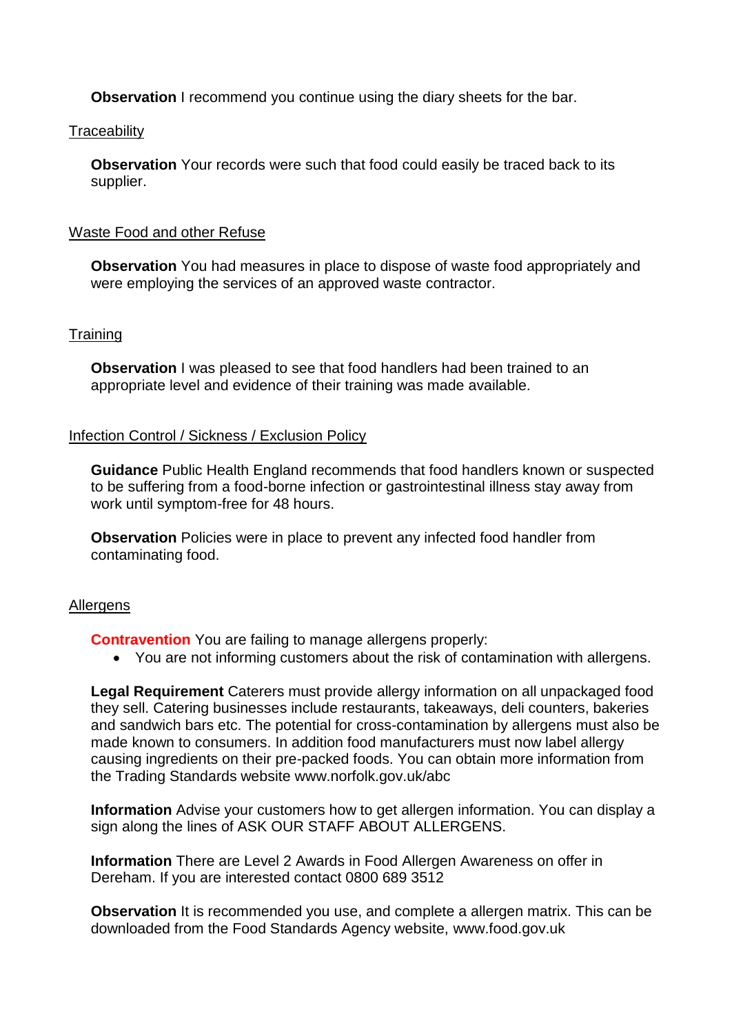**Observation** I recommend you continue using the diary sheets for the bar.

Traceability

**Observation** Your records were such that food could easily be traced back to its supplier.

Waste Food and other Refuse

**Observation** You had measures in place to dispose of waste food appropriately and were employing the services of an approved waste contractor.

Training

**Observation** I was pleased to see that food handlers had been trained to an appropriate level and evidence of their training was made available.

Infection Control / Sickness / Exclusion Policy

**Guidance** Public Health England recommends that food handlers known or suspected to be suffering from a food-borne infection or gastrointestinal illness stay away from work until symptom-free for 48 hours.

**Observation** Policies were in place to prevent any infected food handler from contaminating food.

Allergens

**Contravention** You are failing to manage allergens properly:

- You are not informing customers about the risk of contamination with allergens.

**Legal Requirement** Caterers must provide allergy information on all unpackaged food they sell. Catering businesses include restaurants, takeaways, deli counters, bakeries and sandwich bars etc. The potential for cross-contamination by allergens must also be made known to consumers. In addition food manufacturers must now label allergy causing ingredients on their pre-packed foods. You can obtain more information from the Trading Standards website www.norfolk.gov.uk/abc

**Information** Advise your customers how to get allergen information. You can display a sign along the lines of ASK OUR STAFF ABOUT ALLERGENS.

**Information** There are Level 2 Awards in Food Allergen Awareness on offer in Dereham. If you are interested contact 0800 689 3512

**Observation** It is recommended you use, and complete a allergen matrix. This can be downloaded from the Food Standards Agency website, www.food.gov.uk